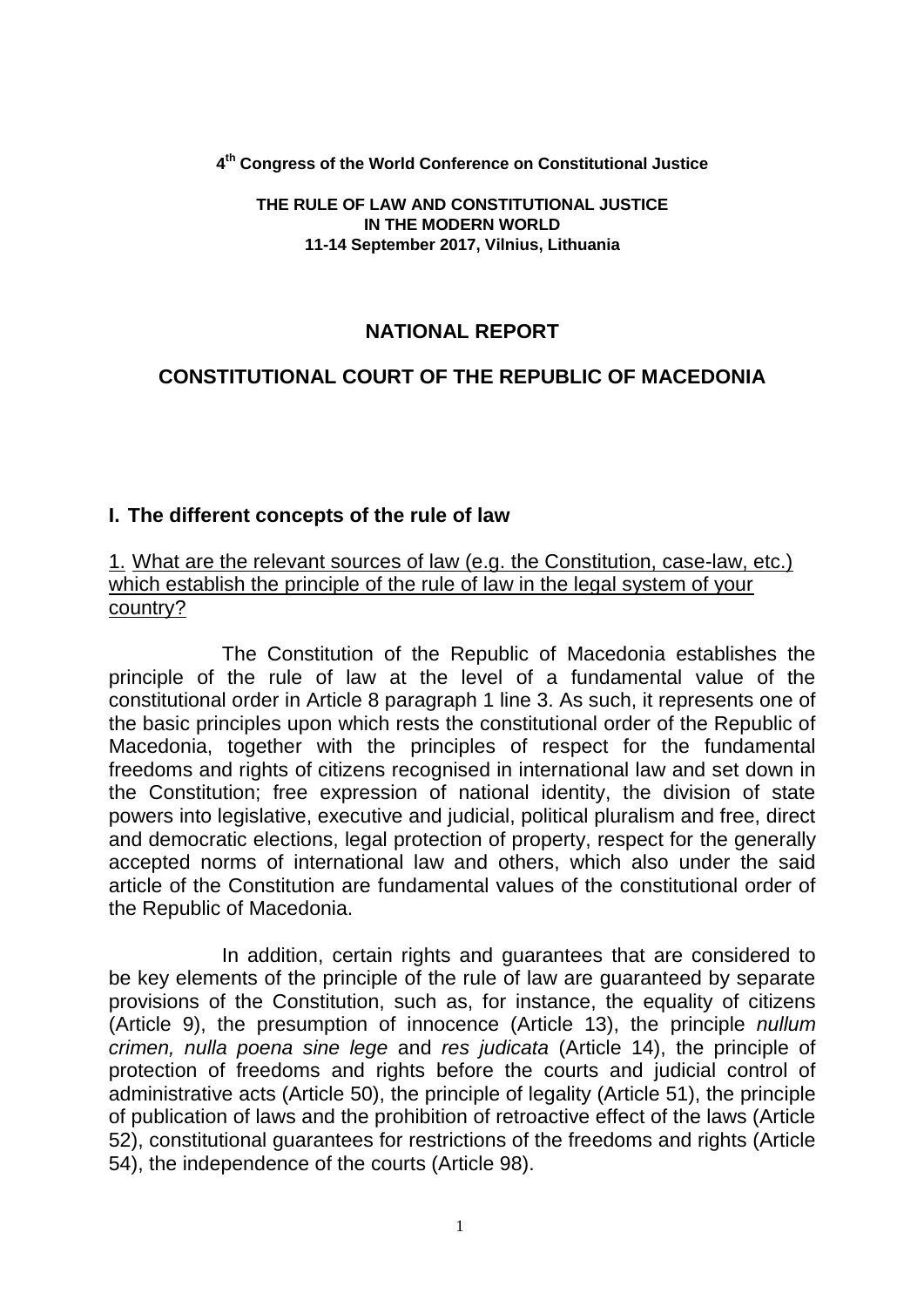**4th Congress of the World Conference on Constitutional Justice**

**THE RULE OF LAW AND CONSTITUTIONAL JUSTICE IN THE MODERN WORLD**
**11-14 September 2017, Vilnius, Lithuania**

# NATIONAL REPORT

# CONSTITUTIONAL COURT OF THE REPUBLIC OF MACEDONIA

## I. The different concepts of the rule of law

1. What are the relevant sources of law (e.g. the Constitution, case-law, etc.) which establish the principle of the rule of law in the legal system of your country?

The Constitution of the Republic of Macedonia establishes the principle of the rule of law at the level of a fundamental value of the constitutional order in Article 8 paragraph 1 line 3. As such, it represents one of the basic principles upon which rests the constitutional order of the Republic of Macedonia, together with the principles of respect for the fundamental freedoms and rights of citizens recognised in international law and set down in the Constitution; free expression of national identity, the division of state powers into legislative, executive and judicial, political pluralism and free, direct and democratic elections, legal protection of property, respect for the generally accepted norms of international law and others, which also under the said article of the Constitution are fundamental values of the constitutional order of the Republic of Macedonia.

In addition, certain rights and guarantees that are considered to be key elements of the principle of the rule of law are guaranteed by separate provisions of the Constitution, such as, for instance, the equality of citizens (Article 9), the presumption of innocence (Article 13), the principle *nullum crimen, nulla poena sine lege* and *res judicata* (Article 14), the principle of protection of freedoms and rights before the courts and judicial control of administrative acts (Article 50), the principle of legality (Article 51), the principle of publication of laws and the prohibition of retroactive effect of the laws (Article 52), constitutional guarantees for restrictions of the freedoms and rights (Article 54), the independence of the courts (Article 98).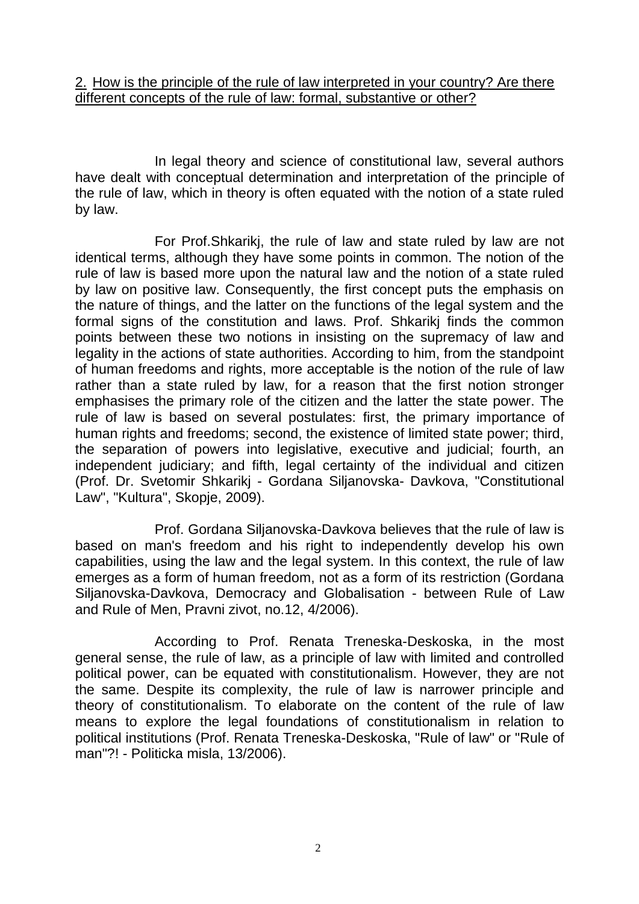2. How is the principle of the rule of law interpreted in your country? Are there different concepts of the rule of law: formal, substantive or other?

In legal theory and science of constitutional law, several authors have dealt with conceptual determination and interpretation of the principle of the rule of law, which in theory is often equated with the notion of a state ruled by law.

For Prof.Shkarikj, the rule of law and state ruled by law are not identical terms, although they have some points in common. The notion of the rule of law is based more upon the natural law and the notion of a state ruled by law on positive law. Consequently, the first concept puts the emphasis on the nature of things, and the latter on the functions of the legal system and the formal signs of the constitution and laws. Prof. Shkarikj finds the common points between these two notions in insisting on the supremacy of law and legality in the actions of state authorities. According to him, from the standpoint of human freedoms and rights, more acceptable is the notion of the rule of law rather than a state ruled by law, for a reason that the first notion stronger emphasises the primary role of the citizen and the latter the state power. The rule of law is based on several postulates: first, the primary importance of human rights and freedoms; second, the existence of limited state power; third, the separation of powers into legislative, executive and judicial; fourth, an independent judiciary; and fifth, legal certainty of the individual and citizen (Prof. Dr. Svetomir Shkarikj - Gordana Siljanovska- Davkova, "Constitutional Law", "Kultura", Skopje, 2009).

Prof. Gordana Siljanovska-Davkova believes that the rule of law is based on man's freedom and his right to independently develop his own capabilities, using the law and the legal system. In this context, the rule of law emerges as a form of human freedom, not as a form of its restriction (Gordana Siljanovska-Davkova, Democracy and Globalisation - between Rule of Law and Rule of Men, Pravni zivot, no.12, 4/2006).

According to Prof. Renata Treneska-Deskoska, in the most general sense, the rule of law, as a principle of law with limited and controlled political power, can be equated with constitutionalism. However, they are not the same. Despite its complexity, the rule of law is narrower principle and theory of constitutionalism. To elaborate on the content of the rule of law means to explore the legal foundations of constitutionalism in relation to political institutions (Prof. Renata Treneska-Deskoska, "Rule of law" or "Rule of man"?! - Politicka misla, 13/2006).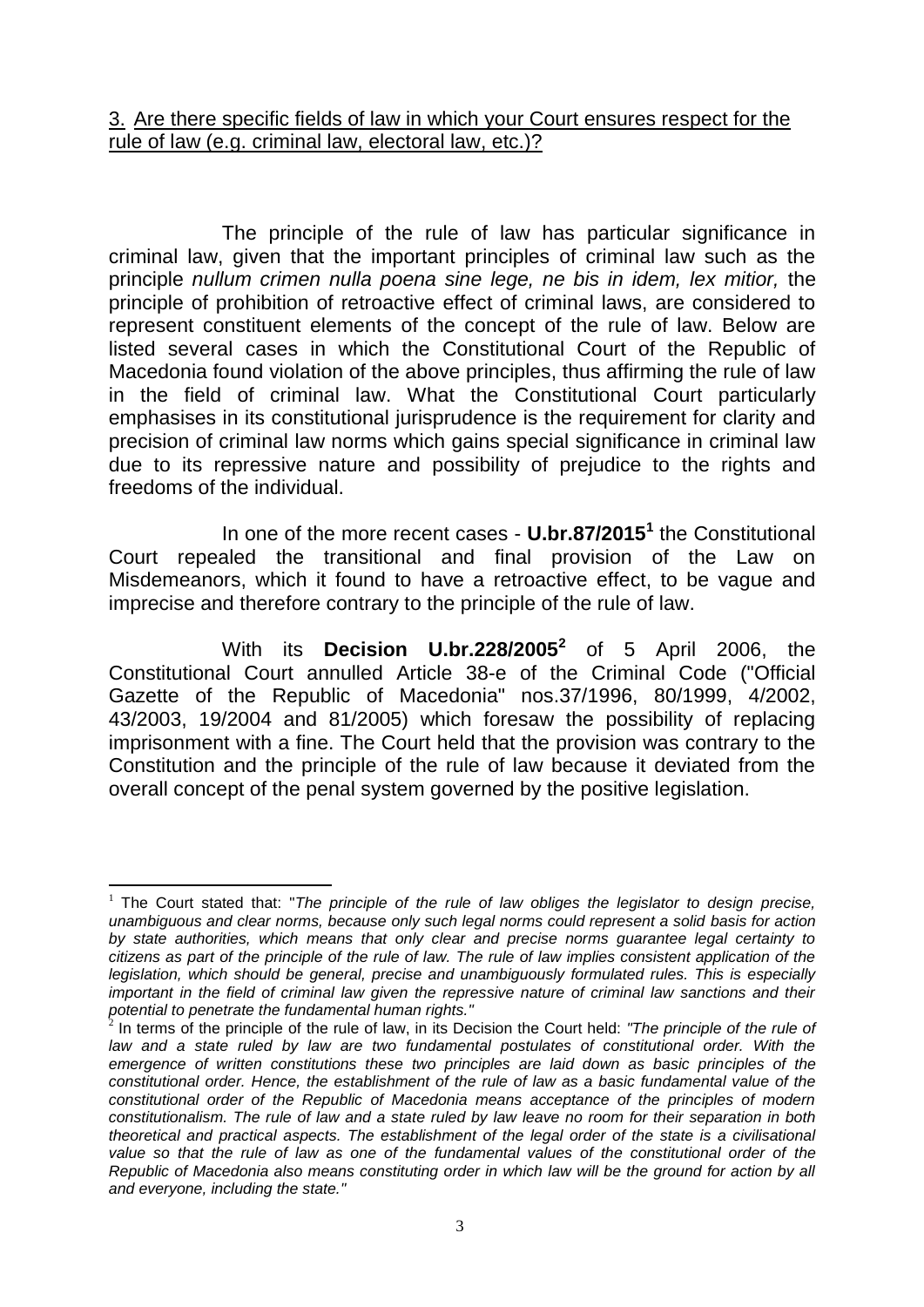3. Are there specific fields of law in which your Court ensures respect for the rule of law (e.g. criminal law, electoral law, etc.)?

The principle of the rule of law has particular significance in criminal law, given that the important principles of criminal law such as the principle *nullum crimen nulla poena sine lege, ne bis in idem, lex mitior,* the principle of prohibition of retroactive effect of criminal laws, are considered to represent constituent elements of the concept of the rule of law. Below are listed several cases in which the Constitutional Court of the Republic of Macedonia found violation of the above principles, thus affirming the rule of law in the field of criminal law. What the Constitutional Court particularly emphasises in its constitutional jurisprudence is the requirement for clarity and precision of criminal law norms which gains special significance in criminal law due to its repressive nature and possibility of prejudice to the rights and freedoms of the individual.

In one of the more recent cases - **U.br.87/2015**[1] the Constitutional Court repealed the transitional and final provision of the Law on Misdemeanors, which it found to have a retroactive effect, to be vague and imprecise and therefore contrary to the principle of the rule of law.

With its **Decision U.br.228/2005**[2] of 5 April 2006, the Constitutional Court annulled Article 38-e of the Criminal Code ("Official Gazette of the Republic of Macedonia" nos.37/1996, 80/1999, 4/2002, 43/2003, 19/2004 and 81/2005) which foresaw the possibility of replacing imprisonment with a fine. The Court held that the provision was contrary to the Constitution and the principle of the rule of law because it deviated from the overall concept of the penal system governed by the positive legislation.

---

[1] The Court stated that: "*The principle of the rule of law obliges the legislator to design precise, unambiguous and clear norms, because only such legal norms could represent a solid basis for action by state authorities, which means that only clear and precise norms guarantee legal certainty to citizens as part of the principle of the rule of law. The rule of law implies consistent application of the legislation, which should be general, precise and unambiguously formulated rules. This is especially important in the field of criminal law given the repressive nature of criminal law sanctions and their potential to penetrate the fundamental human rights.*"

[2] In terms of the principle of the rule of law, in its Decision the Court held: *"The principle of the rule of law and a state ruled by law are two fundamental postulates of constitutional order. With the emergence of written constitutions these two principles are laid down as basic principles of the constitutional order. Hence, the establishment of the rule of law as a basic fundamental value of the constitutional order of the Republic of Macedonia means acceptance of the principles of modern constitutionalism. The rule of law and a state ruled by law leave no room for their separation in both theoretical and practical aspects. The establishment of the legal order of the state is a civilisational value so that the rule of law as one of the fundamental values of the constitutional order of the Republic of Macedonia also means constituting order in which law will be the ground for action by all and everyone, including the state."*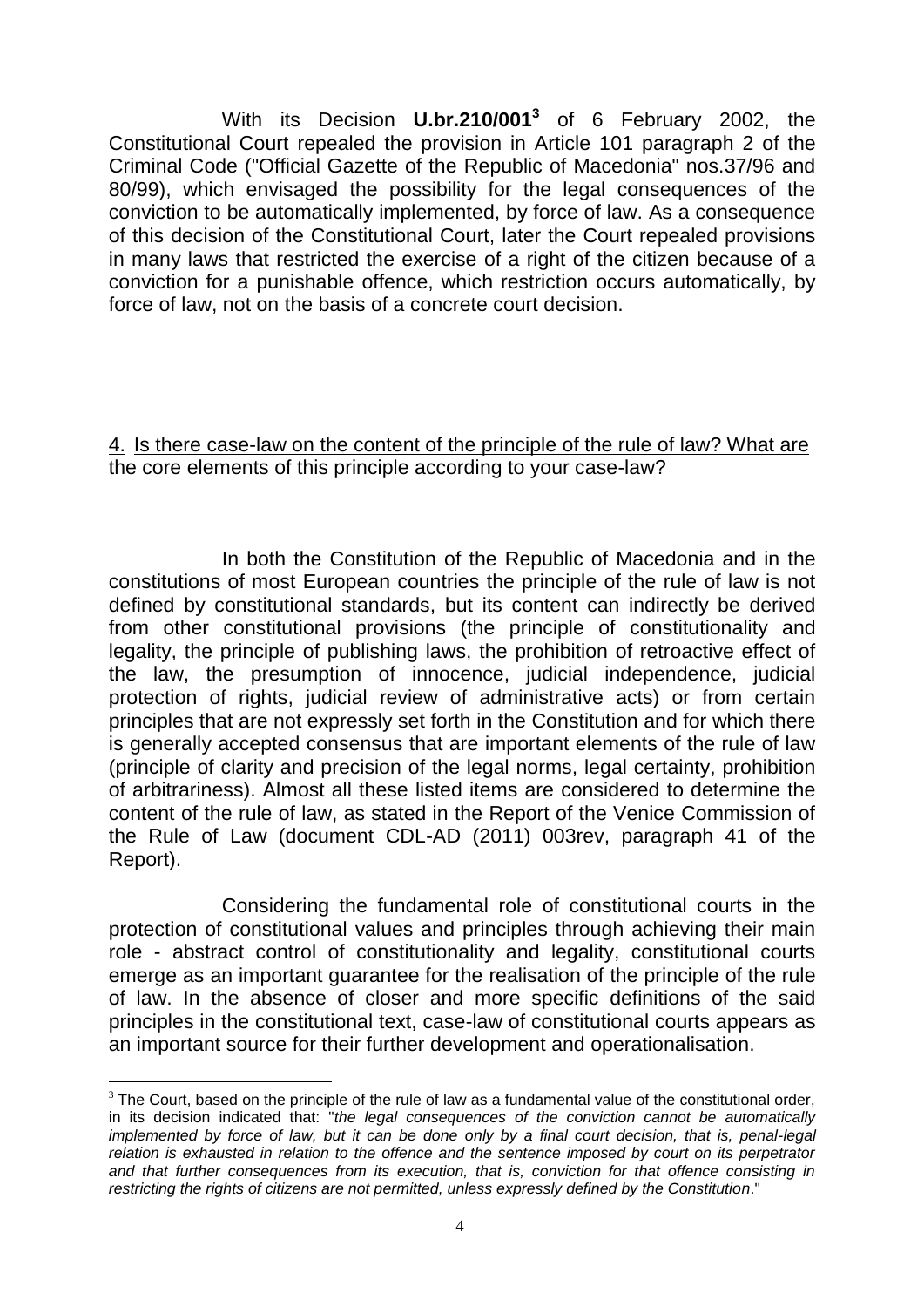With its Decision **U.br.210/001**[3] of 6 February 2002, the Constitutional Court repealed the provision in Article 101 paragraph 2 of the Criminal Code ("Official Gazette of the Republic of Macedonia" nos.37/96 and 80/99), which envisaged the possibility for the legal consequences of the conviction to be automatically implemented, by force of law. As a consequence of this decision of the Constitutional Court, later the Court repealed provisions in many laws that restricted the exercise of a right of the citizen because of a conviction for a punishable offence, which restriction occurs automatically, by force of law, not on the basis of a concrete court decision.

4. Is there case-law on the content of the principle of the rule of law? What are the core elements of this principle according to your case-law?

In both the Constitution of the Republic of Macedonia and in the constitutions of most European countries the principle of the rule of law is not defined by constitutional standards, but its content can indirectly be derived from other constitutional provisions (the principle of constitutionality and legality, the principle of publishing laws, the prohibition of retroactive effect of the law, the presumption of innocence, judicial independence, judicial protection of rights, judicial review of administrative acts) or from certain principles that are not expressly set forth in the Constitution and for which there is generally accepted consensus that are important elements of the rule of law (principle of clarity and precision of the legal norms, legal certainty, prohibition of arbitrariness). Almost all these listed items are considered to determine the content of the rule of law, as stated in the Report of the Venice Commission of the Rule of Law (document CDL-AD (2011) 003rev, paragraph 41 of the Report).

Considering the fundamental role of constitutional courts in the protection of constitutional values and principles through achieving their main role - abstract control of constitutionality and legality, constitutional courts emerge as an important guarantee for the realisation of the principle of the rule of law. In the absence of closer and more specific definitions of the said principles in the constitutional text, case-law of constitutional courts appears as an important source for their further development and operationalisation.

---

[3] The Court, based on the principle of the rule of law as a fundamental value of the constitutional order, in its decision indicated that: "*the legal consequences of the conviction cannot be automatically implemented by force of law, but it can be done only by a final court decision, that is, penal-legal relation is exhausted in relation to the offence and the sentence imposed by court on its perpetrator and that further consequences from its execution, that is, conviction for that offence consisting in restricting the rights of citizens are not permitted, unless expressly defined by the Constitution*."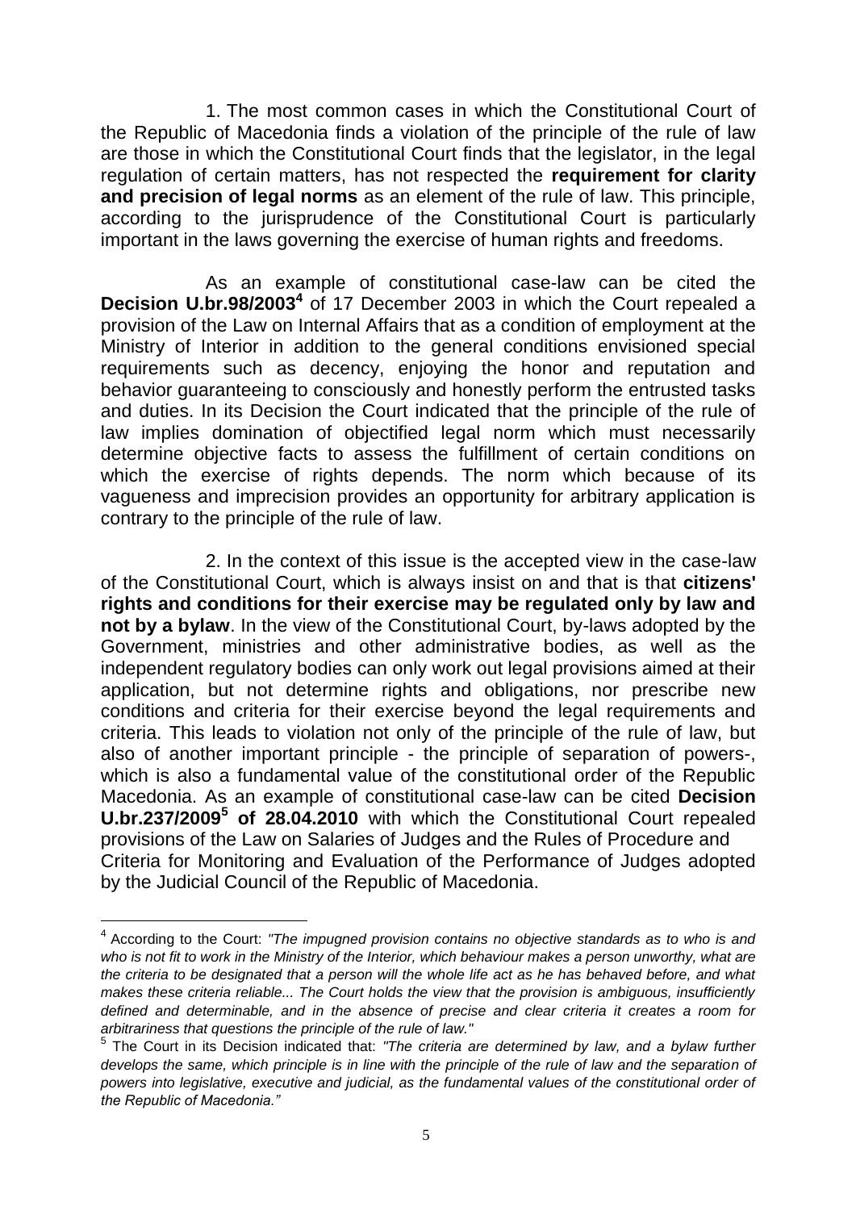1. The most common cases in which the Constitutional Court of the Republic of Macedonia finds a violation of the principle of the rule of law are those in which the Constitutional Court finds that the legislator, in the legal regulation of certain matters, has not respected the **requirement for clarity and precision of legal norms** as an element of the rule of law. This principle, according to the jurisprudence of the Constitutional Court is particularly important in the laws governing the exercise of human rights and freedoms.

As an example of constitutional case-law can be cited the **Decision U.br.98/2003**[4] of 17 December 2003 in which the Court repealed a provision of the Law on Internal Affairs that as a condition of employment at the Ministry of Interior in addition to the general conditions envisioned special requirements such as decency, enjoying the honor and reputation and behavior guaranteeing to consciously and honestly perform the entrusted tasks and duties. In its Decision the Court indicated that the principle of the rule of law implies domination of objectified legal norm which must necessarily determine objective facts to assess the fulfillment of certain conditions on which the exercise of rights depends. The norm which because of its vagueness and imprecision provides an opportunity for arbitrary application is contrary to the principle of the rule of law.

2. In the context of this issue is the accepted view in the case-law of the Constitutional Court, which is always insist on and that is that **citizens' rights and conditions for their exercise may be regulated only by law and not by a bylaw**. In the view of the Constitutional Court, by-laws adopted by the Government, ministries and other administrative bodies, as well as the independent regulatory bodies can only work out legal provisions aimed at their application, but not determine rights and obligations, nor prescribe new conditions and criteria for their exercise beyond the legal requirements and criteria. This leads to violation not only of the principle of the rule of law, but also of another important principle - the principle of separation of powers-, which is also a fundamental value of the constitutional order of the Republic Macedonia. As an example of constitutional case-law can be cited **Decision U.br.237/2009**[5] **of 28.04.2010** with which the Constitutional Court repealed provisions of the Law on Salaries of Judges and the Rules of Procedure and Criteria for Monitoring and Evaluation of the Performance of Judges adopted by the Judicial Council of the Republic of Macedonia.

---

[4] According to the Court: *"The impugned provision contains no objective standards as to who is and who is not fit to work in the Ministry of the Interior, which behaviour makes a person unworthy, what are the criteria to be designated that a person will the whole life act as he has behaved before, and what makes these criteria reliable... The Court holds the view that the provision is ambiguous, insufficiently defined and determinable, and in the absence of precise and clear criteria it creates a room for arbitrariness that questions the principle of the rule of law."*

[5] The Court in its Decision indicated that: *"The criteria are determined by law, and a bylaw further develops the same, which principle is in line with the principle of the rule of law and the separation of powers into legislative, executive and judicial, as the fundamental values of the constitutional order of the Republic of Macedonia."*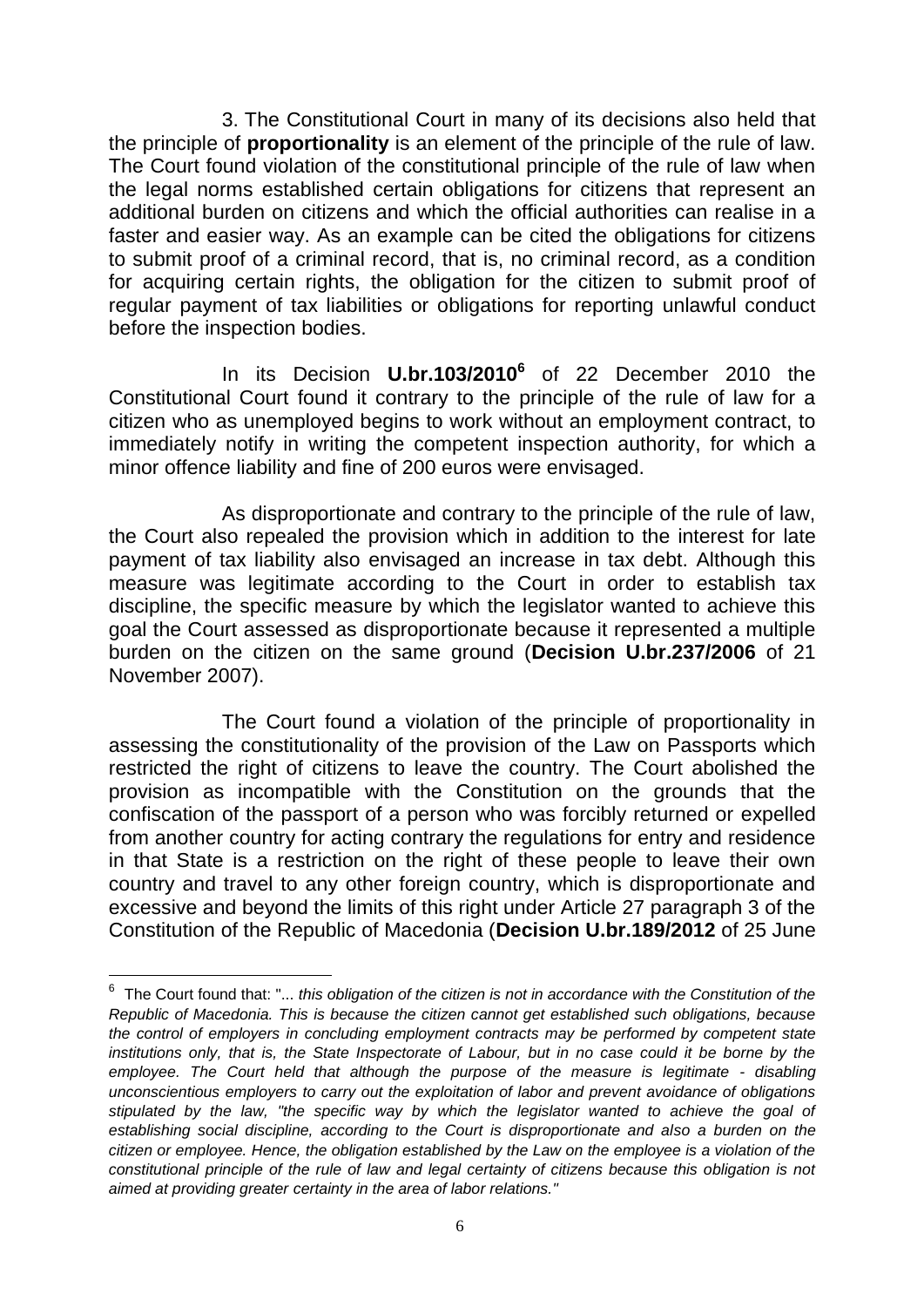3. The Constitutional Court in many of its decisions also held that the principle of **proportionality** is an element of the principle of the rule of law. The Court found violation of the constitutional principle of the rule of law when the legal norms established certain obligations for citizens that represent an additional burden on citizens and which the official authorities can realise in a faster and easier way. As an example can be cited the obligations for citizens to submit proof of a criminal record, that is, no criminal record, as a condition for acquiring certain rights, the obligation for the citizen to submit proof of regular payment of tax liabilities or obligations for reporting unlawful conduct before the inspection bodies.

In its Decision **U.br.103/2010**[6] of 22 December 2010 the Constitutional Court found it contrary to the principle of the rule of law for a citizen who as unemployed begins to work without an employment contract, to immediately notify in writing the competent inspection authority, for which a minor offence liability and fine of 200 euros were envisaged.

As disproportionate and contrary to the principle of the rule of law, the Court also repealed the provision which in addition to the interest for late payment of tax liability also envisaged an increase in tax debt. Although this measure was legitimate according to the Court in order to establish tax discipline, the specific measure by which the legislator wanted to achieve this goal the Court assessed as disproportionate because it represented a multiple burden on the citizen on the same ground (**Decision U.br.237/2006** of 21 November 2007).

The Court found a violation of the principle of proportionality in assessing the constitutionality of the provision of the Law on Passports which restricted the right of citizens to leave the country. The Court abolished the provision as incompatible with the Constitution on the grounds that the confiscation of the passport of a person who was forcibly returned or expelled from another country for acting contrary the regulations for entry and residence in that State is a restriction on the right of these people to leave their own country and travel to any other foreign country, which is disproportionate and excessive and beyond the limits of this right under Article 27 paragraph 3 of the Constitution of the Republic of Macedonia (**Decision U.br.189/2012** of 25 June

---

[6] The Court found that: "... *this obligation of the citizen is not in accordance with the Constitution of the Republic of Macedonia. This is because the citizen cannot get established such obligations, because the control of employers in concluding employment contracts may be performed by competent state institutions only, that is, the State Inspectorate of Labour, but in no case could it be borne by the employee. The Court held that although the purpose of the measure is legitimate - disabling unconscientious employers to carry out the exploitation of labor and prevent avoidance of obligations stipulated by the law, "the specific way by which the legislator wanted to achieve the goal of establishing social discipline, according to the Court is disproportionate and also a burden on the citizen or employee. Hence, the obligation established by the Law on the employee is a violation of the constitutional principle of the rule of law and legal certainty of citizens because this obligation is not aimed at providing greater certainty in the area of labor relations."*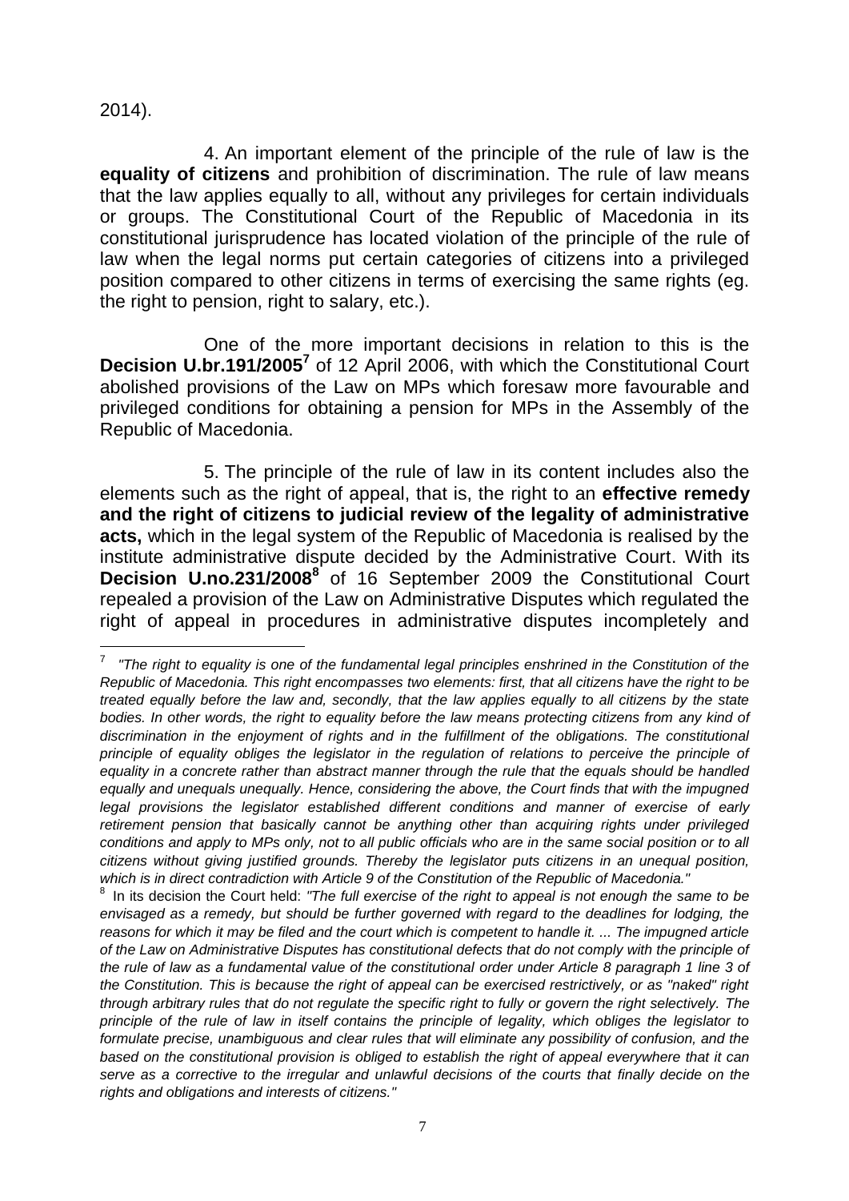2014).

4. An important element of the principle of the rule of law is the **equality of citizens** and prohibition of discrimination. The rule of law means that the law applies equally to all, without any privileges for certain individuals or groups. The Constitutional Court of the Republic of Macedonia in its constitutional jurisprudence has located violation of the principle of the rule of law when the legal norms put certain categories of citizens into a privileged position compared to other citizens in terms of exercising the same rights (eg. the right to pension, right to salary, etc.).

One of the more important decisions in relation to this is the **Decision U.br.191/2005**[7] of 12 April 2006, with which the Constitutional Court abolished provisions of the Law on MPs which foresaw more favourable and privileged conditions for obtaining a pension for MPs in the Assembly of the Republic of Macedonia.

5. The principle of the rule of law in its content includes also the elements such as the right of appeal, that is, the right to an **effective remedy and the right of citizens to judicial review of the legality of administrative acts,** which in the legal system of the Republic of Macedonia is realised by the institute administrative dispute decided by the Administrative Court. With its **Decision U.no.231/2008**[8] of 16 September 2009 the Constitutional Court repealed a provision of the Law on Administrative Disputes which regulated the right of appeal in procedures in administrative disputes incompletely and

---

[7] *"The right to equality is one of the fundamental legal principles enshrined in the Constitution of the Republic of Macedonia. This right encompasses two elements: first, that all citizens have the right to be treated equally before the law and, secondly, that the law applies equally to all citizens by the state bodies. In other words, the right to equality before the law means protecting citizens from any kind of discrimination in the enjoyment of rights and in the fulfillment of the obligations. The constitutional principle of equality obliges the legislator in the regulation of relations to perceive the principle of equality in a concrete rather than abstract manner through the rule that the equals should be handled equally and unequals unequally. Hence, considering the above, the Court finds that with the impugned legal provisions the legislator established different conditions and manner of exercise of early retirement pension that basically cannot be anything other than acquiring rights under privileged conditions and apply to MPs only, not to all public officials who are in the same social position or to all citizens without giving justified grounds. Thereby the legislator puts citizens in an unequal position, which is in direct contradiction with Article 9 of the Constitution of the Republic of Macedonia."*

[8] In its decision the Court held: *"The full exercise of the right to appeal is not enough the same to be envisaged as a remedy, but should be further governed with regard to the deadlines for lodging, the reasons for which it may be filed and the court which is competent to handle it. ... The impugned article of the Law on Administrative Disputes has constitutional defects that do not comply with the principle of the rule of law as a fundamental value of the constitutional order under Article 8 paragraph 1 line 3 of the Constitution. This is because the right of appeal can be exercised restrictively, or as "naked" right through arbitrary rules that do not regulate the specific right to fully or govern the right selectively. The principle of the rule of law in itself contains the principle of legality, which obliges the legislator to formulate precise, unambiguous and clear rules that will eliminate any possibility of confusion, and the based on the constitutional provision is obliged to establish the right of appeal everywhere that it can serve as a corrective to the irregular and unlawful decisions of the courts that finally decide on the rights and obligations and interests of citizens."*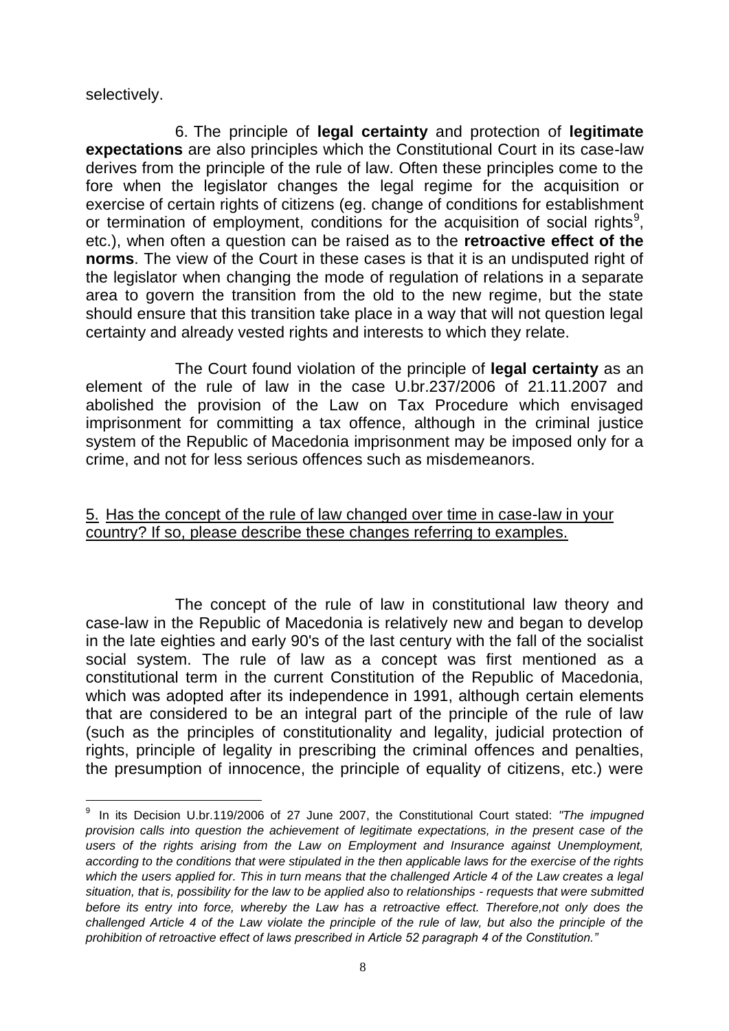selectively.

6. The principle of **legal certainty** and protection of **legitimate expectations** are also principles which the Constitutional Court in its case-law derives from the principle of the rule of law. Often these principles come to the fore when the legislator changes the legal regime for the acquisition or exercise of certain rights of citizens (eg. change of conditions for establishment or termination of employment, conditions for the acquisition of social rights[9], etc.), when often a question can be raised as to the **retroactive effect of the norms**. The view of the Court in these cases is that it is an undisputed right of the legislator when changing the mode of regulation of relations in a separate area to govern the transition from the old to the new regime, but the state should ensure that this transition take place in a way that will not question legal certainty and already vested rights and interests to which they relate.

The Court found violation of the principle of **legal certainty** as an element of the rule of law in the case U.br.237/2006 of 21.11.2007 and abolished the provision of the Law on Tax Procedure which envisaged imprisonment for committing a tax offence, although in the criminal justice system of the Republic of Macedonia imprisonment may be imposed only for a crime, and not for less serious offences such as misdemeanors.

<u>5. Has the concept of the rule of law changed over time in case-law in your country? If so, please describe these changes referring to examples.</u>

The concept of the rule of law in constitutional law theory and case-law in the Republic of Macedonia is relatively new and began to develop in the late eighties and early 90's of the last century with the fall of the socialist social system. The rule of law as a concept was first mentioned as a constitutional term in the current Constitution of the Republic of Macedonia, which was adopted after its independence in 1991, although certain elements that are considered to be an integral part of the principle of the rule of law (such as the principles of constitutionality and legality, judicial protection of rights, principle of legality in prescribing the criminal offences and penalties, the presumption of innocence, the principle of equality of citizens, etc.) were

---

[9] In its Decision U.br.119/2006 of 27 June 2007, the Constitutional Court stated: *"The impugned provision calls into question the achievement of legitimate expectations, in the present case of the users of the rights arising from the Law on Employment and Insurance against Unemployment, according to the conditions that were stipulated in the then applicable laws for the exercise of the rights which the users applied for. This in turn means that the challenged Article 4 of the Law creates a legal situation, that is, possibility for the law to be applied also to relationships - requests that were submitted before its entry into force, whereby the Law has a retroactive effect. Therefore,not only does the challenged Article 4 of the Law violate the principle of the rule of law, but also the principle of the prohibition of retroactive effect of laws prescribed in Article 52 paragraph 4 of the Constitution."*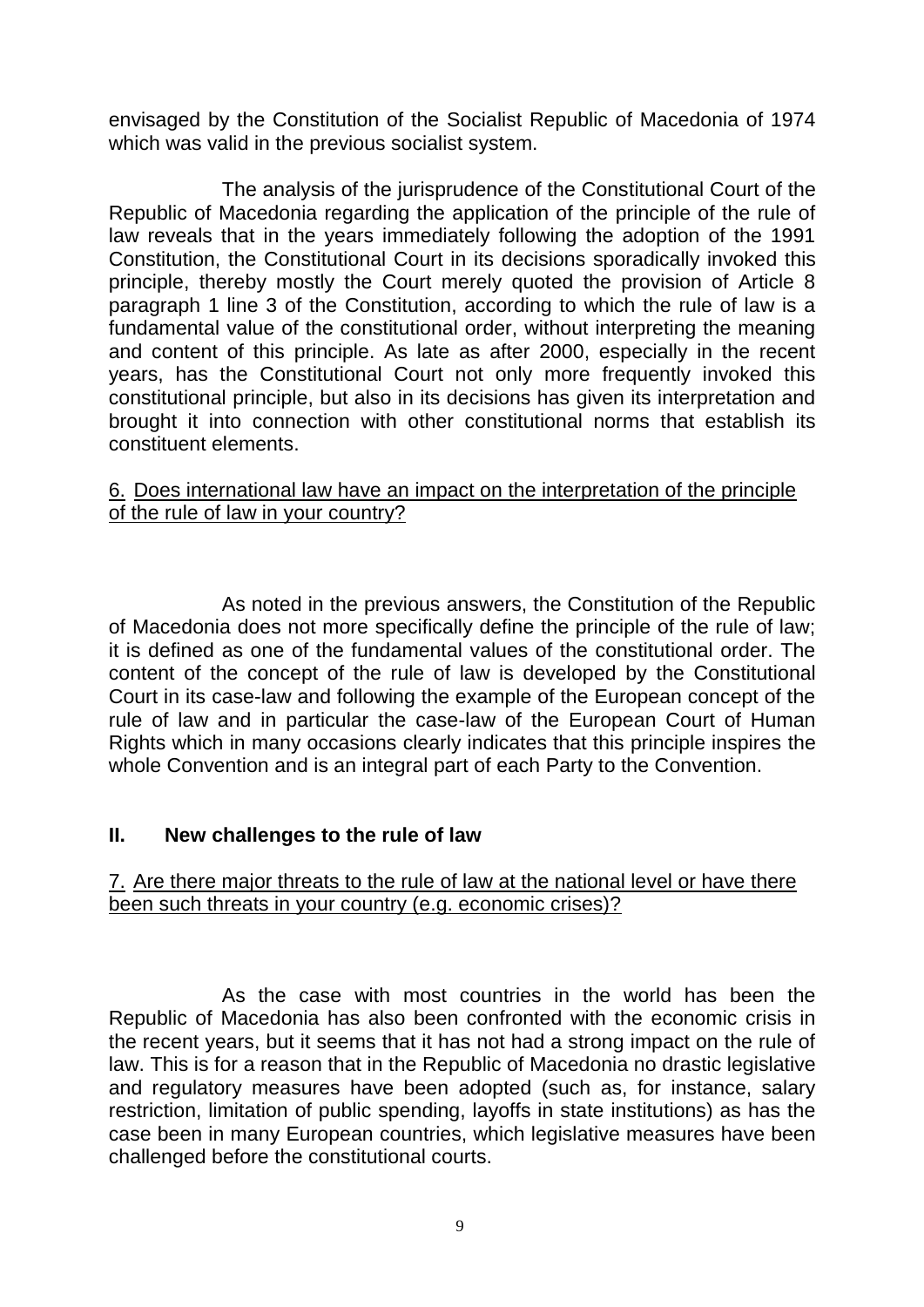envisaged by the Constitution of the Socialist Republic of Macedonia of 1974 which was valid in the previous socialist system.

The analysis of the jurisprudence of the Constitutional Court of the Republic of Macedonia regarding the application of the principle of the rule of law reveals that in the years immediately following the adoption of the 1991 Constitution, the Constitutional Court in its decisions sporadically invoked this principle, thereby mostly the Court merely quoted the provision of Article 8 paragraph 1 line 3 of the Constitution, according to which the rule of law is a fundamental value of the constitutional order, without interpreting the meaning and content of this principle. As late as after 2000, especially in the recent years, has the Constitutional Court not only more frequently invoked this constitutional principle, but also in its decisions has given its interpretation and brought it into connection with other constitutional norms that establish its constituent elements.

6. Does international law have an impact on the interpretation of the principle of the rule of law in your country?

As noted in the previous answers, the Constitution of the Republic of Macedonia does not more specifically define the principle of the rule of law; it is defined as one of the fundamental values of the constitutional order. The content of the concept of the rule of law is developed by the Constitutional Court in its case-law and following the example of the European concept of the rule of law and in particular the case-law of the European Court of Human Rights which in many occasions clearly indicates that this principle inspires the whole Convention and is an integral part of each Party to the Convention.

## II. New challenges to the rule of law

7. Are there major threats to the rule of law at the national level or have there been such threats in your country (e.g. economic crises)?

As the case with most countries in the world has been the Republic of Macedonia has also been confronted with the economic crisis in the recent years, but it seems that it has not had a strong impact on the rule of law. This is for a reason that in the Republic of Macedonia no drastic legislative and regulatory measures have been adopted (such as, for instance, salary restriction, limitation of public spending, layoffs in state institutions) as has the case been in many European countries, which legislative measures have been challenged before the constitutional courts.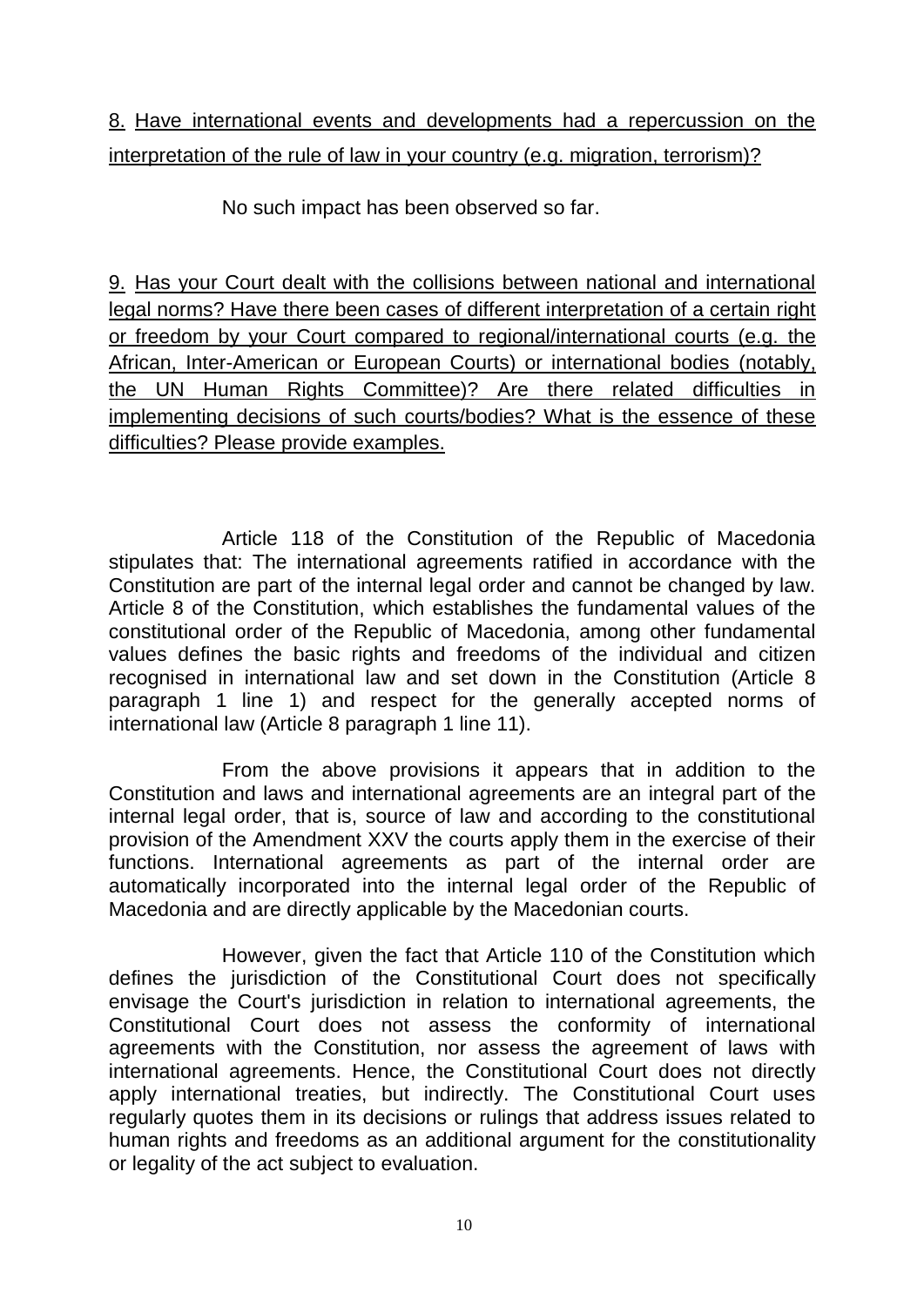<u>8. Have international events and developments had a repercussion on the interpretation of the rule of law in your country (e.g. migration, terrorism)?</u>

No such impact has been observed so far.

<u>9. Has your Court dealt with the collisions between national and international legal norms? Have there been cases of different interpretation of a certain right or freedom by your Court compared to regional/international courts (e.g. the African, Inter-American or European Courts) or international bodies (notably, the UN Human Rights Committee)? Are there related difficulties in implementing decisions of such courts/bodies? What is the essence of these difficulties? Please provide examples.</u>

Article 118 of the Constitution of the Republic of Macedonia stipulates that: The international agreements ratified in accordance with the Constitution are part of the internal legal order and cannot be changed by law. Article 8 of the Constitution, which establishes the fundamental values of the constitutional order of the Republic of Macedonia, among other fundamental values defines the basic rights and freedoms of the individual and citizen recognised in international law and set down in the Constitution (Article 8 paragraph 1 line 1) and respect for the generally accepted norms of international law (Article 8 paragraph 1 line 11).

From the above provisions it appears that in addition to the Constitution and laws and international agreements are an integral part of the internal legal order, that is, source of law and according to the constitutional provision of the Amendment XXV the courts apply them in the exercise of their functions. International agreements as part of the internal order are automatically incorporated into the internal legal order of the Republic of Macedonia and are directly applicable by the Macedonian courts.

However, given the fact that Article 110 of the Constitution which defines the jurisdiction of the Constitutional Court does not specifically envisage the Court's jurisdiction in relation to international agreements, the Constitutional Court does not assess the conformity of international agreements with the Constitution, nor assess the agreement of laws with international agreements. Hence, the Constitutional Court does not directly apply international treaties, but indirectly. The Constitutional Court uses regularly quotes them in its decisions or rulings that address issues related to human rights and freedoms as an additional argument for the constitutionality or legality of the act subject to evaluation.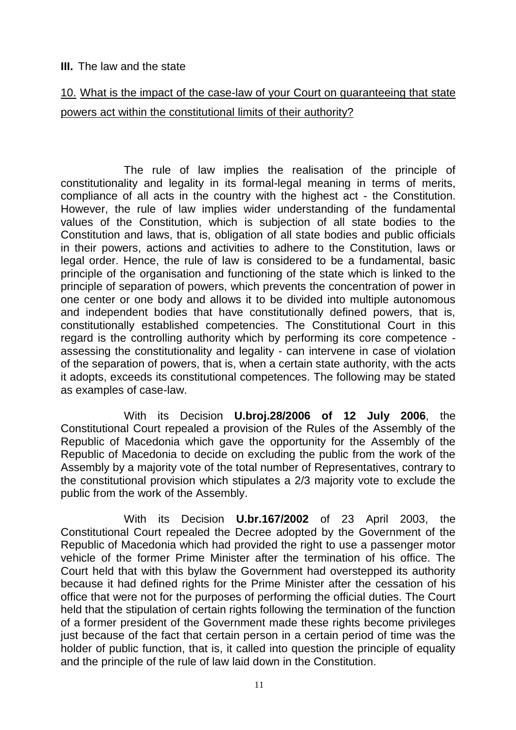**III.** The law and the state

<u>10. What is the impact of the case-law of your Court on guaranteeing that state powers act within the constitutional limits of their authority?</u>

The rule of law implies the realisation of the principle of constitutionality and legality in its formal-legal meaning in terms of merits, compliance of all acts in the country with the highest act - the Constitution. However, the rule of law implies wider understanding of the fundamental values of the Constitution, which is subjection of all state bodies to the Constitution and laws, that is, obligation of all state bodies and public officials in their powers, actions and activities to adhere to the Constitution, laws or legal order. Hence, the rule of law is considered to be a fundamental, basic principle of the organisation and functioning of the state which is linked to the principle of separation of powers, which prevents the concentration of power in one center or one body and allows it to be divided into multiple autonomous and independent bodies that have constitutionally defined powers, that is, constitutionally established competencies. The Constitutional Court in this regard is the controlling authority which by performing its core competence - assessing the constitutionality and legality - can intervene in case of violation of the separation of powers, that is, when a certain state authority, with the acts it adopts, exceeds its constitutional competences. The following may be stated as examples of case-law.

With its Decision **U.broj.28/2006 of 12 July 2006**, the Constitutional Court repealed a provision of the Rules of the Assembly of the Republic of Macedonia which gave the opportunity for the Assembly of the Republic of Macedonia to decide on excluding the public from the work of the Assembly by a majority vote of the total number of Representatives, contrary to the constitutional provision which stipulates a 2/3 majority vote to exclude the public from the work of the Assembly.

With its Decision **U.br.167/2002** of 23 April 2003, the Constitutional Court repealed the Decree adopted by the Government of the Republic of Macedonia which had provided the right to use a passenger motor vehicle of the former Prime Minister after the termination of his office. The Court held that with this bylaw the Government had overstepped its authority because it had defined rights for the Prime Minister after the cessation of his office that were not for the purposes of performing the official duties. The Court held that the stipulation of certain rights following the termination of the function of a former president of the Government made these rights become privileges just because of the fact that certain person in a certain period of time was the holder of public function, that is, it called into question the principle of equality and the principle of the rule of law laid down in the Constitution.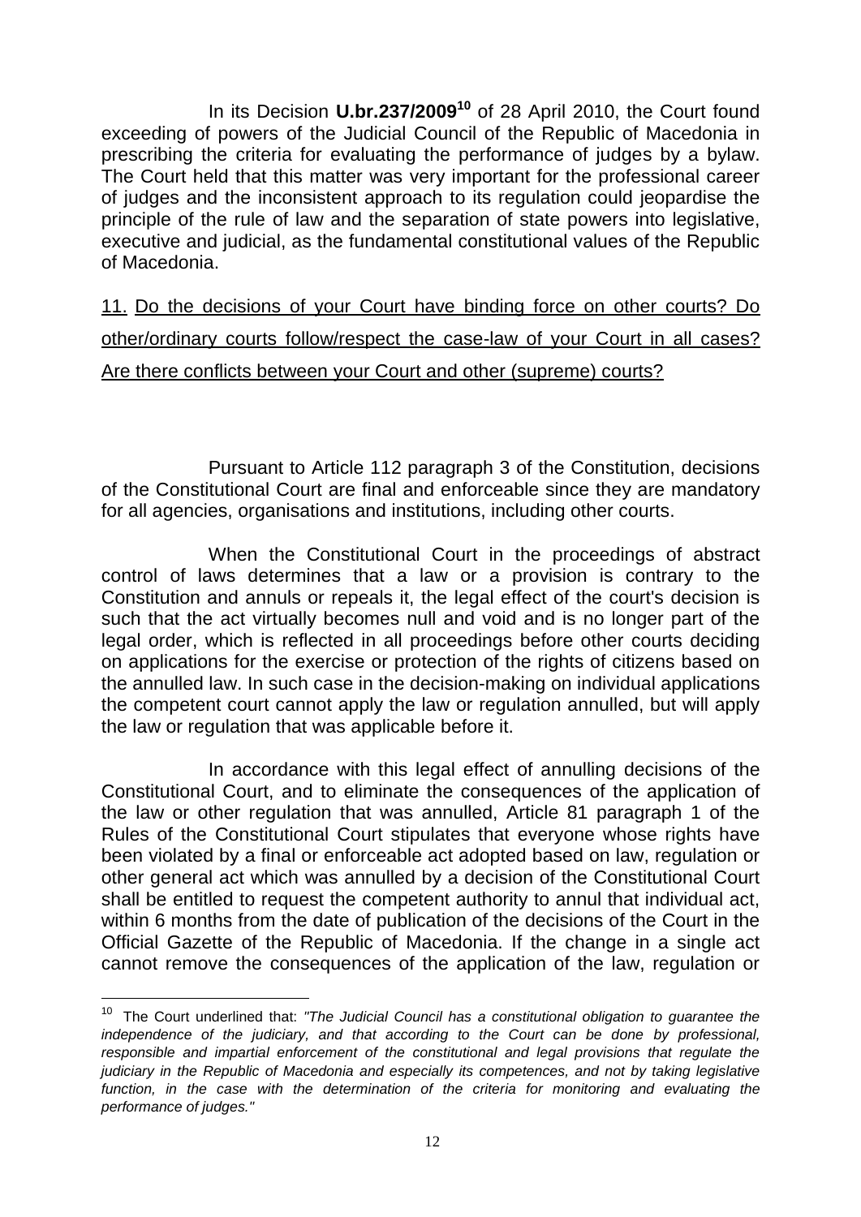In its Decision **U.br.237/2009**[10] of 28 April 2010, the Court found exceeding of powers of the Judicial Council of the Republic of Macedonia in prescribing the criteria for evaluating the performance of judges by a bylaw. The Court held that this matter was very important for the professional career of judges and the inconsistent approach to its regulation could jeopardise the principle of the rule of law and the separation of state powers into legislative, executive and judicial, as the fundamental constitutional values of the Republic of Macedonia.

<u>11. Do the decisions of your Court have binding force on other courts? Do other/ordinary courts follow/respect the case-law of your Court in all cases? Are there conflicts between your Court and other (supreme) courts?</u>

Pursuant to Article 112 paragraph 3 of the Constitution, decisions of the Constitutional Court are final and enforceable since they are mandatory for all agencies, organisations and institutions, including other courts.

When the Constitutional Court in the proceedings of abstract control of laws determines that a law or a provision is contrary to the Constitution and annuls or repeals it, the legal effect of the court's decision is such that the act virtually becomes null and void and is no longer part of the legal order, which is reflected in all proceedings before other courts deciding on applications for the exercise or protection of the rights of citizens based on the annulled law. In such case in the decision-making on individual applications the competent court cannot apply the law or regulation annulled, but will apply the law or regulation that was applicable before it.

In accordance with this legal effect of annulling decisions of the Constitutional Court, and to eliminate the consequences of the application of the law or other regulation that was annulled, Article 81 paragraph 1 of the Rules of the Constitutional Court stipulates that everyone whose rights have been violated by a final or enforceable act adopted based on law, regulation or other general act which was annulled by a decision of the Constitutional Court shall be entitled to request the competent authority to annul that individual act, within 6 months from the date of publication of the decisions of the Court in the Official Gazette of the Republic of Macedonia. If the change in a single act cannot remove the consequences of the application of the law, regulation or

---

[10] The Court underlined that: *"The Judicial Council has a constitutional obligation to guarantee the independence of the judiciary, and that according to the Court can be done by professional, responsible and impartial enforcement of the constitutional and legal provisions that regulate the judiciary in the Republic of Macedonia and especially its competences, and not by taking legislative function, in the case with the determination of the criteria for monitoring and evaluating the performance of judges."*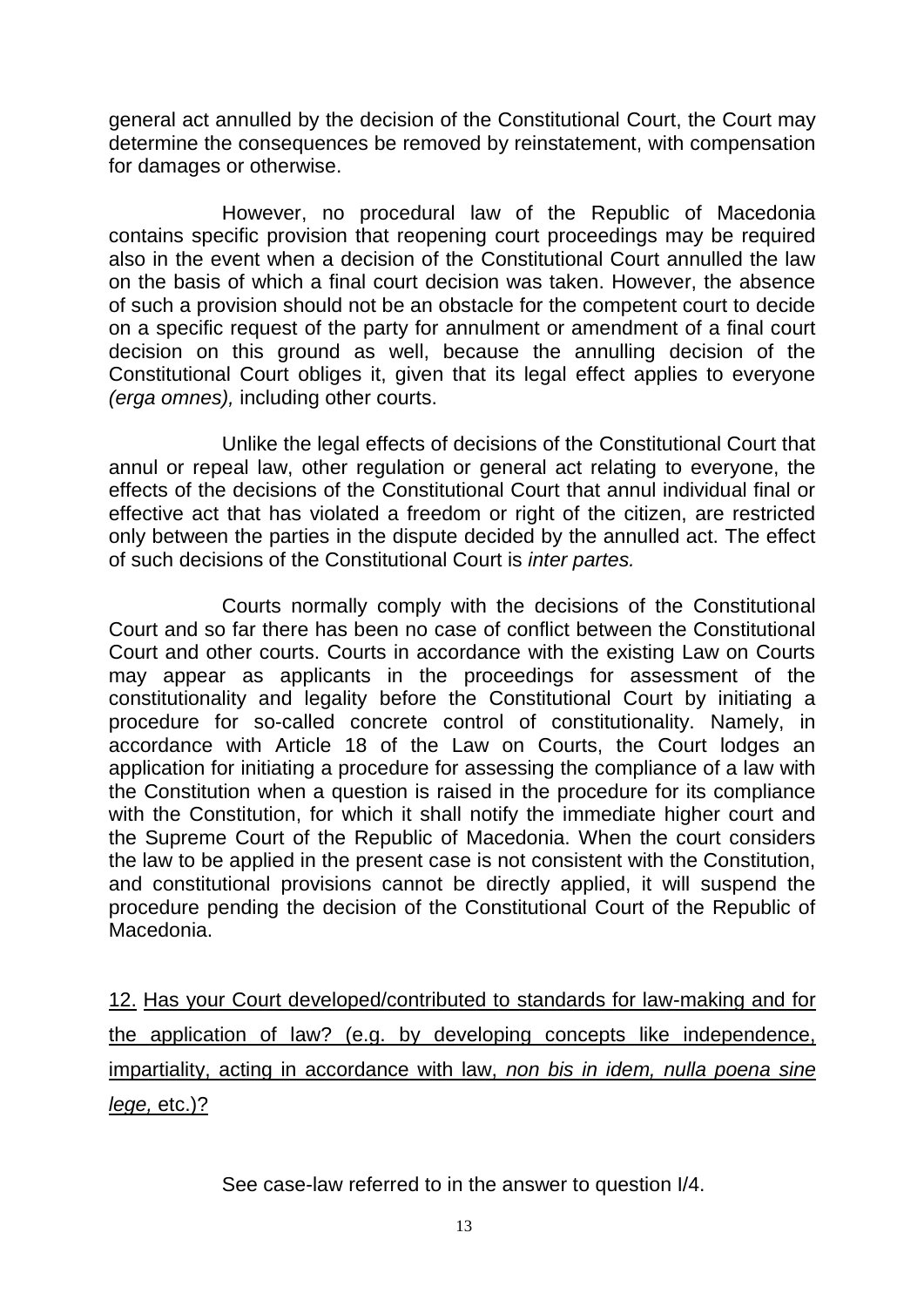general act annulled by the decision of the Constitutional Court, the Court may determine the consequences be removed by reinstatement, with compensation for damages or otherwise.

However, no procedural law of the Republic of Macedonia contains specific provision that reopening court proceedings may be required also in the event when a decision of the Constitutional Court annulled the law on the basis of which a final court decision was taken. However, the absence of such a provision should not be an obstacle for the competent court to decide on a specific request of the party for annulment or amendment of a final court decision on this ground as well, because the annulling decision of the Constitutional Court obliges it, given that its legal effect applies to everyone *(erga omnes),* including other courts.

Unlike the legal effects of decisions of the Constitutional Court that annul or repeal law, other regulation or general act relating to everyone, the effects of the decisions of the Constitutional Court that annul individual final or effective act that has violated a freedom or right of the citizen, are restricted only between the parties in the dispute decided by the annulled act. The effect of such decisions of the Constitutional Court is *inter partes.*

Courts normally comply with the decisions of the Constitutional Court and so far there has been no case of conflict between the Constitutional Court and other courts. Courts in accordance with the existing Law on Courts may appear as applicants in the proceedings for assessment of the constitutionality and legality before the Constitutional Court by initiating a procedure for so-called concrete control of constitutionality. Namely, in accordance with Article 18 of the Law on Courts, the Court lodges an application for initiating a procedure for assessing the compliance of a law with the Constitution when a question is raised in the procedure for its compliance with the Constitution, for which it shall notify the immediate higher court and the Supreme Court of the Republic of Macedonia. When the court considers the law to be applied in the present case is not consistent with the Constitution, and constitutional provisions cannot be directly applied, it will suspend the procedure pending the decision of the Constitutional Court of the Republic of Macedonia.

12. Has your Court developed/contributed to standards for law-making and for the application of law? (e.g. by developing concepts like independence, impartiality, acting in accordance with law, *non bis in idem, nulla poena sine lege,* etc.)?

See case-law referred to in the answer to question I/4.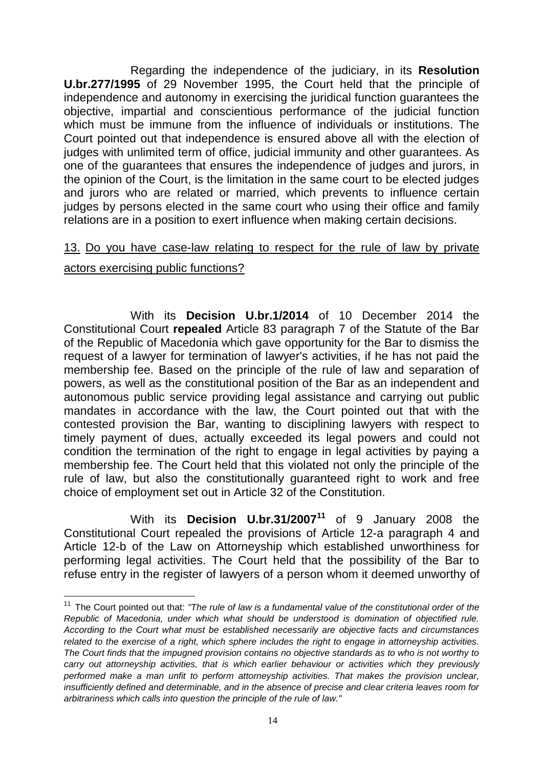Regarding the independence of the judiciary, in its **Resolution U.br.277/1995** of 29 November 1995, the Court held that the principle of independence and autonomy in exercising the juridical function guarantees the objective, impartial and conscientious performance of the judicial function which must be immune from the influence of individuals or institutions. The Court pointed out that independence is ensured above all with the election of judges with unlimited term of office, judicial immunity and other guarantees. As one of the guarantees that ensures the independence of judges and jurors, in the opinion of the Court, is the limitation in the same court to be elected judges and jurors who are related or married, which prevents to influence certain judges by persons elected in the same court who using their office and family relations are in a position to exert influence when making certain decisions.

<u>13. Do you have case-law relating to respect for the rule of law by private actors exercising public functions?</u>

With its **Decision U.br.1/2014** of 10 December 2014 the Constitutional Court **repealed** Article 83 paragraph 7 of the Statute of the Bar of the Republic of Macedonia which gave opportunity for the Bar to dismiss the request of a lawyer for termination of lawyer's activities, if he has not paid the membership fee. Based on the principle of the rule of law and separation of powers, as well as the constitutional position of the Bar as an independent and autonomous public service providing legal assistance and carrying out public mandates in accordance with the law, the Court pointed out that with the contested provision the Bar, wanting to disciplining lawyers with respect to timely payment of dues, actually exceeded its legal powers and could not condition the termination of the right to engage in legal activities by paying a membership fee. The Court held that this violated not only the principle of the rule of law, but also the constitutionally guaranteed right to work and free choice of employment set out in Article 32 of the Constitution.

With its **Decision U.br.31/2007**[11] of 9 January 2008 the Constitutional Court repealed the provisions of Article 12-a paragraph 4 and Article 12-b of the Law on Attorneyship which established unworthiness for performing legal activities. The Court held that the possibility of the Bar to refuse entry in the register of lawyers of a person whom it deemed unworthy of

---

[11] The Court pointed out that: *"The rule of law is a fundamental value of the constitutional order of the Republic of Macedonia, under which what should be understood is domination of objectified rule. According to the Court what must be established necessarily are objective facts and circumstances related to the exercise of a right, which sphere includes the right to engage in attorneyship activities. The Court finds that the impugned provision contains no objective standards as to who is not worthy to carry out attorneyship activities, that is which earlier behaviour or activities which they previously performed make a man unfit to perform attorneyship activities. That makes the provision unclear, insufficiently defined and determinable, and in the absence of precise and clear criteria leaves room for arbitrariness which calls into question the principle of the rule of law."*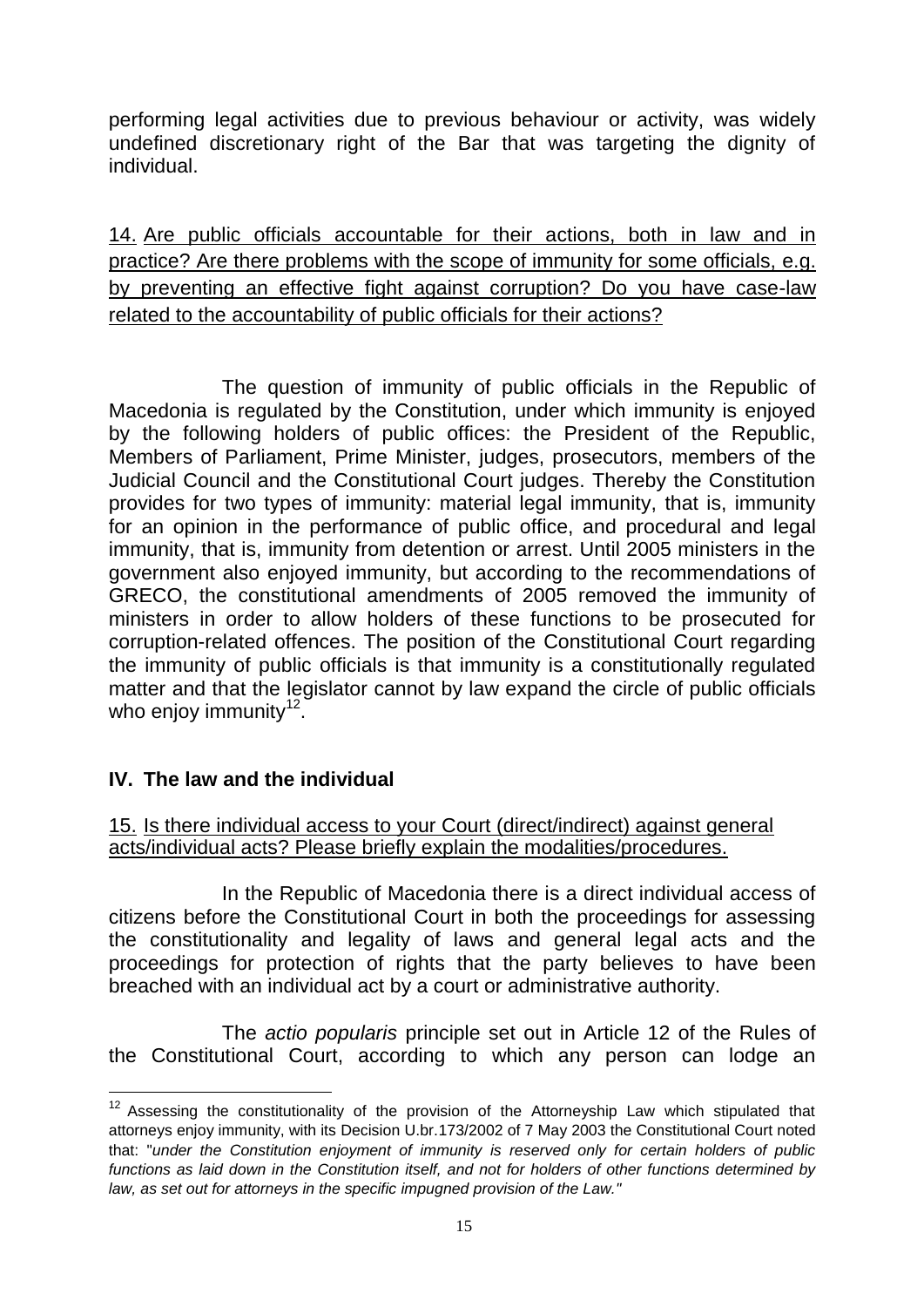performing legal activities due to previous behaviour or activity, was widely undefined discretionary right of the Bar that was targeting the dignity of individual.

<u>14. Are public officials accountable for their actions, both in law and in practice? Are there problems with the scope of immunity for some officials, e.g. by preventing an effective fight against corruption? Do you have case-law related to the accountability of public officials for their actions?</u>

The question of immunity of public officials in the Republic of Macedonia is regulated by the Constitution, under which immunity is enjoyed by the following holders of public offices: the President of the Republic, Members of Parliament, Prime Minister, judges, prosecutors, members of the Judicial Council and the Constitutional Court judges. Thereby the Constitution provides for two types of immunity: material legal immunity, that is, immunity for an opinion in the performance of public office, and procedural and legal immunity, that is, immunity from detention or arrest. Until 2005 ministers in the government also enjoyed immunity, but according to the recommendations of GRECO, the constitutional amendments of 2005 removed the immunity of ministers in order to allow holders of these functions to be prosecuted for corruption-related offences. The position of the Constitutional Court regarding the immunity of public officials is that immunity is a constitutionally regulated matter and that the legislator cannot by law expand the circle of public officials who enjoy immunity[12].

## IV. The law and the individual

<u>15. Is there individual access to your Court (direct/indirect) against general acts/individual acts? Please briefly explain the modalities/procedures.</u>

In the Republic of Macedonia there is a direct individual access of citizens before the Constitutional Court in both the proceedings for assessing the constitutionality and legality of laws and general legal acts and the proceedings for protection of rights that the party believes to have been breached with an individual act by a court or administrative authority.

The *actio popularis* principle set out in Article 12 of the Rules of the Constitutional Court, according to which any person can lodge an

---

[12] Assessing the constitutionality of the provision of the Attorneyship Law which stipulated that attorneys enjoy immunity, with its Decision U.br.173/2002 of 7 May 2003 the Constitutional Court noted that: "*under the Constitution enjoyment of immunity is reserved only for certain holders of public functions as laid down in the Constitution itself, and not for holders of other functions determined by law, as set out for attorneys in the specific impugned provision of the Law."*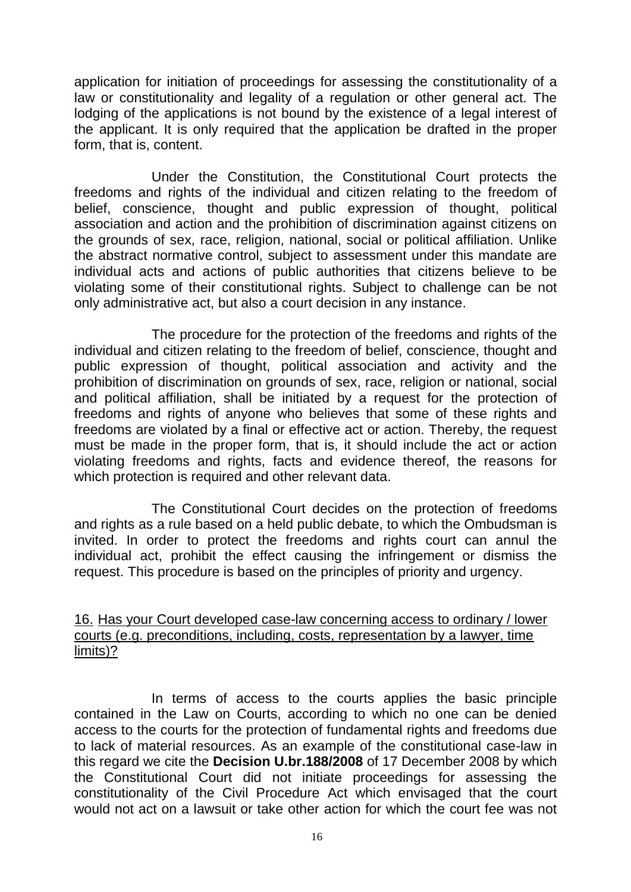application for initiation of proceedings for assessing the constitutionality of a law or constitutionality and legality of a regulation or other general act. The lodging of the applications is not bound by the existence of a legal interest of the applicant. It is only required that the application be drafted in the proper form, that is, content.

Under the Constitution, the Constitutional Court protects the freedoms and rights of the individual and citizen relating to the freedom of belief, conscience, thought and public expression of thought, political association and action and the prohibition of discrimination against citizens on the grounds of sex, race, religion, national, social or political affiliation. Unlike the abstract normative control, subject to assessment under this mandate are individual acts and actions of public authorities that citizens believe to be violating some of their constitutional rights. Subject to challenge can be not only administrative act, but also a court decision in any instance.

The procedure for the protection of the freedoms and rights of the individual and citizen relating to the freedom of belief, conscience, thought and public expression of thought, political association and activity and the prohibition of discrimination on grounds of sex, race, religion or national, social and political affiliation, shall be initiated by a request for the protection of freedoms and rights of anyone who believes that some of these rights and freedoms are violated by a final or effective act or action. Thereby, the request must be made in the proper form, that is, it should include the act or action violating freedoms and rights, facts and evidence thereof, the reasons for which protection is required and other relevant data.

The Constitutional Court decides on the protection of freedoms and rights as a rule based on a held public debate, to which the Ombudsman is invited. In order to protect the freedoms and rights court can annul the individual act, prohibit the effect causing the infringement or dismiss the request. This procedure is based on the principles of priority and urgency.

16. Has your Court developed case-law concerning access to ordinary / lower courts (e.g. preconditions, including, costs, representation by a lawyer, time limits)?

In terms of access to the courts applies the basic principle contained in the Law on Courts, according to which no one can be denied access to the courts for the protection of fundamental rights and freedoms due to lack of material resources. As an example of the constitutional case-law in this regard we cite the **Decision U.br.188/2008** of 17 December 2008 by which the Constitutional Court did not initiate proceedings for assessing the constitutionality of the Civil Procedure Act which envisaged that the court would not act on a lawsuit or take other action for which the court fee was not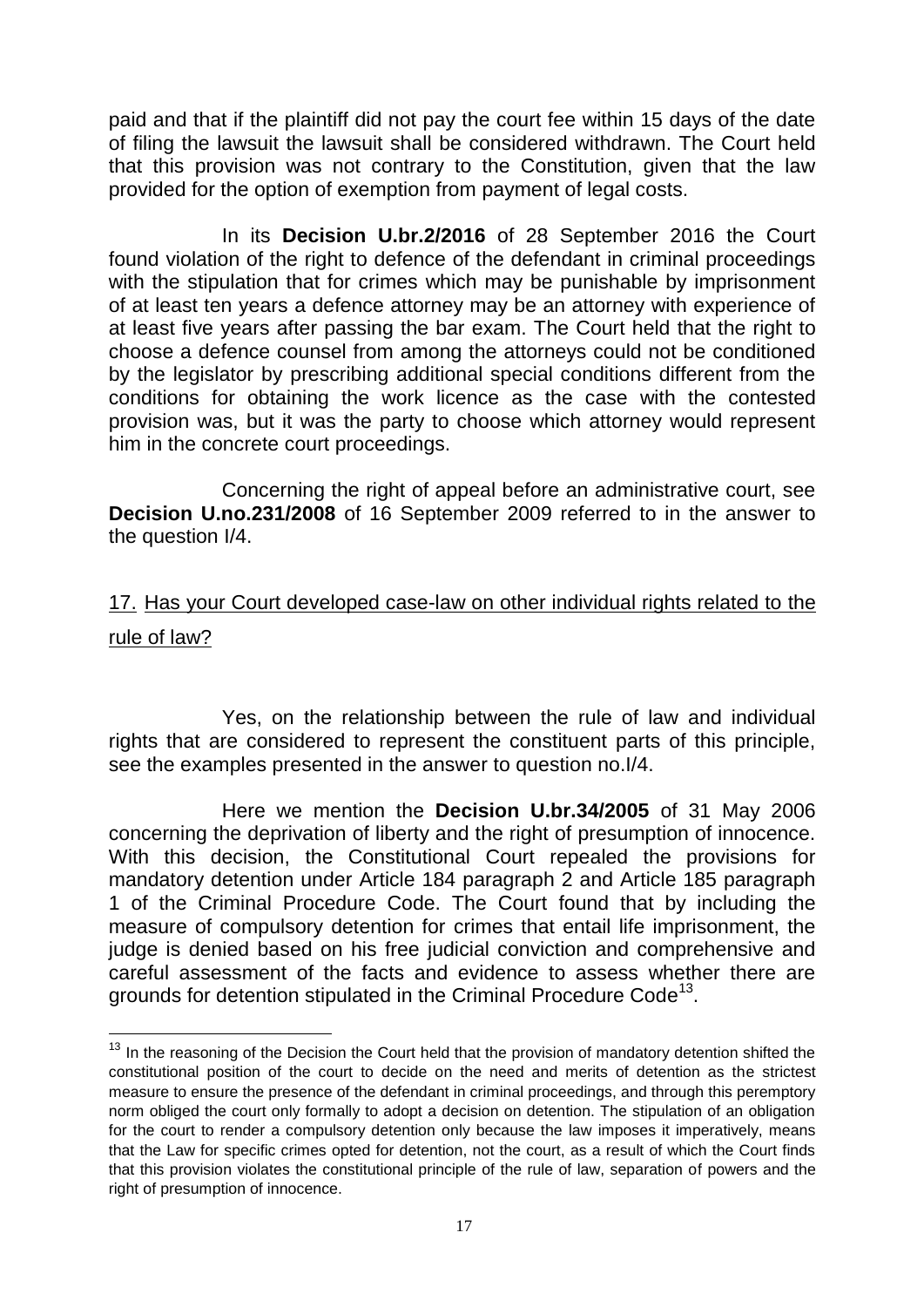paid and that if the plaintiff did not pay the court fee within 15 days of the date of filing the lawsuit the lawsuit shall be considered withdrawn. The Court held that this provision was not contrary to the Constitution, given that the law provided for the option of exemption from payment of legal costs.

In its **Decision U.br.2/2016** of 28 September 2016 the Court found violation of the right to defence of the defendant in criminal proceedings with the stipulation that for crimes which may be punishable by imprisonment of at least ten years a defence attorney may be an attorney with experience of at least five years after passing the bar exam. The Court held that the right to choose a defence counsel from among the attorneys could not be conditioned by the legislator by prescribing additional special conditions different from the conditions for obtaining the work licence as the case with the contested provision was, but it was the party to choose which attorney would represent him in the concrete court proceedings.

Concerning the right of appeal before an administrative court, see **Decision U.no.231/2008** of 16 September 2009 referred to in the answer to the question I/4.

<u>17. Has your Court developed case-law on other individual rights related to the rule of law?</u>

Yes, on the relationship between the rule of law and individual rights that are considered to represent the constituent parts of this principle, see the examples presented in the answer to question no.I/4.

Here we mention the **Decision U.br.34/2005** of 31 May 2006 concerning the deprivation of liberty and the right of presumption of innocence. With this decision, the Constitutional Court repealed the provisions for mandatory detention under Article 184 paragraph 2 and Article 185 paragraph 1 of the Criminal Procedure Code. The Court found that by including the measure of compulsory detention for crimes that entail life imprisonment, the judge is denied based on his free judicial conviction and comprehensive and careful assessment of the facts and evidence to assess whether there are grounds for detention stipulated in the Criminal Procedure Code[13].

---

[13] In the reasoning of the Decision the Court held that the provision of mandatory detention shifted the constitutional position of the court to decide on the need and merits of detention as the strictest measure to ensure the presence of the defendant in criminal proceedings, and through this peremptory norm obliged the court only formally to adopt a decision on detention. The stipulation of an obligation for the court to render a compulsory detention only because the law imposes it imperatively, means that the Law for specific crimes opted for detention, not the court, as a result of which the Court finds that this provision violates the constitutional principle of the rule of law, separation of powers and the right of presumption of innocence.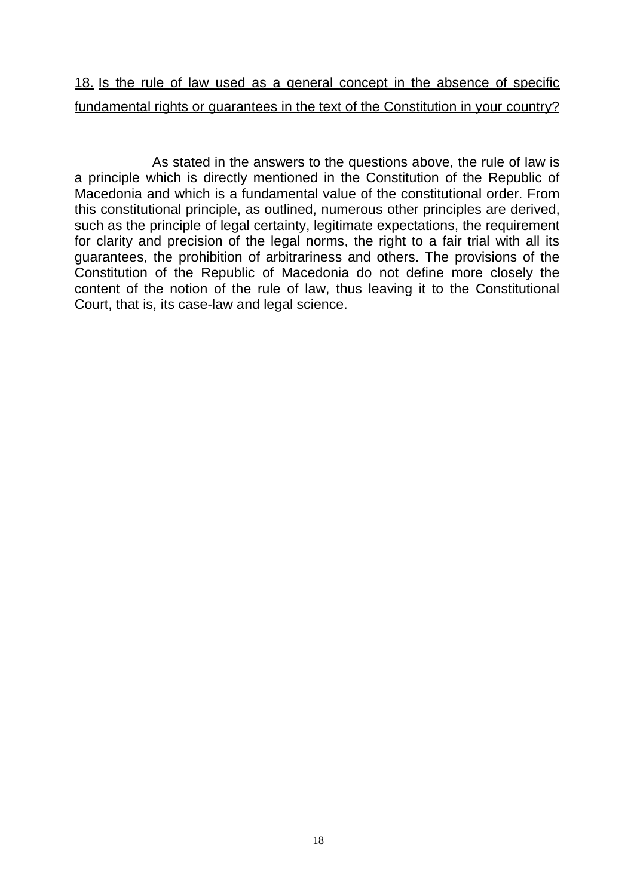<u>18. Is the rule of law used as a general concept in the absence of specific fundamental rights or guarantees in the text of the Constitution in your country?</u>

As stated in the answers to the questions above, the rule of law is a principle which is directly mentioned in the Constitution of the Republic of Macedonia and which is a fundamental value of the constitutional order. From this constitutional principle, as outlined, numerous other principles are derived, such as the principle of legal certainty, legitimate expectations, the requirement for clarity and precision of the legal norms, the right to a fair trial with all its guarantees, the prohibition of arbitrariness and others. The provisions of the Constitution of the Republic of Macedonia do not define more closely the content of the notion of the rule of law, thus leaving it to the Constitutional Court, that is, its case-law and legal science.